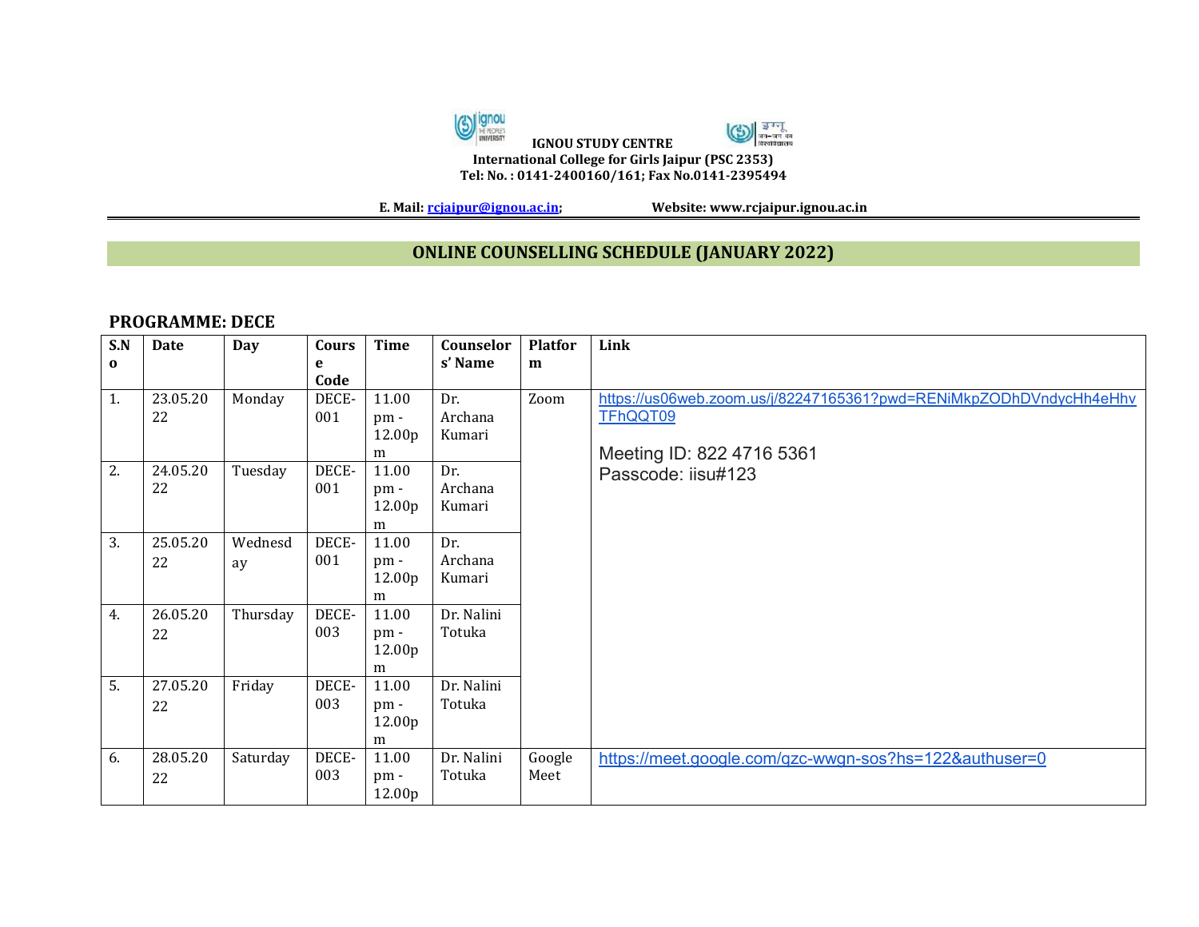**IGNOU STUDY CENTRE**
**International College for Girls Jaipur (PSC 2353)**
**Tel: No. : 0141-2400160/161; Fax No.0141-2395494**

**E. Mail: rcjaipur@ignou.ac.in;** **Website: www.rcjaipur.ignou.ac.in**

## ONLINE COUNSELLING SCHEDULE (JANUARY 2022)

### PROGRAMME: DECE

| S.No | Date | Day | Course Code | Time | Counselors' Name | Platform | Link |
|---|---|---|---|---|---|---|---|
| 1. | 23.05.2022 | Monday | DECE-001 | 11.00 pm - 12.00pm | Dr. Archana Kumari | Zoom | https://us06web.zoom.us/j/82247165361?pwd=RENiMkpZODhDVndycHh4eHhvTFhQQT09 Meeting ID: 822 4716 5361 Passcode: iisu#123 |
| 2. | 24.05.2022 | Tuesday | DECE-001 | 11.00 pm - 12.00pm | Dr. Archana Kumari | | |
| 3. | 25.05.2022 | Wednesday | DECE-001 | 11.00 pm - 12.00pm | Dr. Archana Kumari | | |
| 4. | 26.05.2022 | Thursday | DECE-003 | 11.00 pm - 12.00pm | Dr. Nalini Totuka | | |
| 5. | 27.05.2022 | Friday | DECE-003 | 11.00 pm - 12.00pm | Dr. Nalini Totuka | | |
| 6. | 28.05.2022 | Saturday | DECE-003 | 11.00 pm - 12.00p | Dr. Nalini Totuka | Google Meet | https://meet.google.com/qzc-wwgn-sos?hs=122&authuser=0 |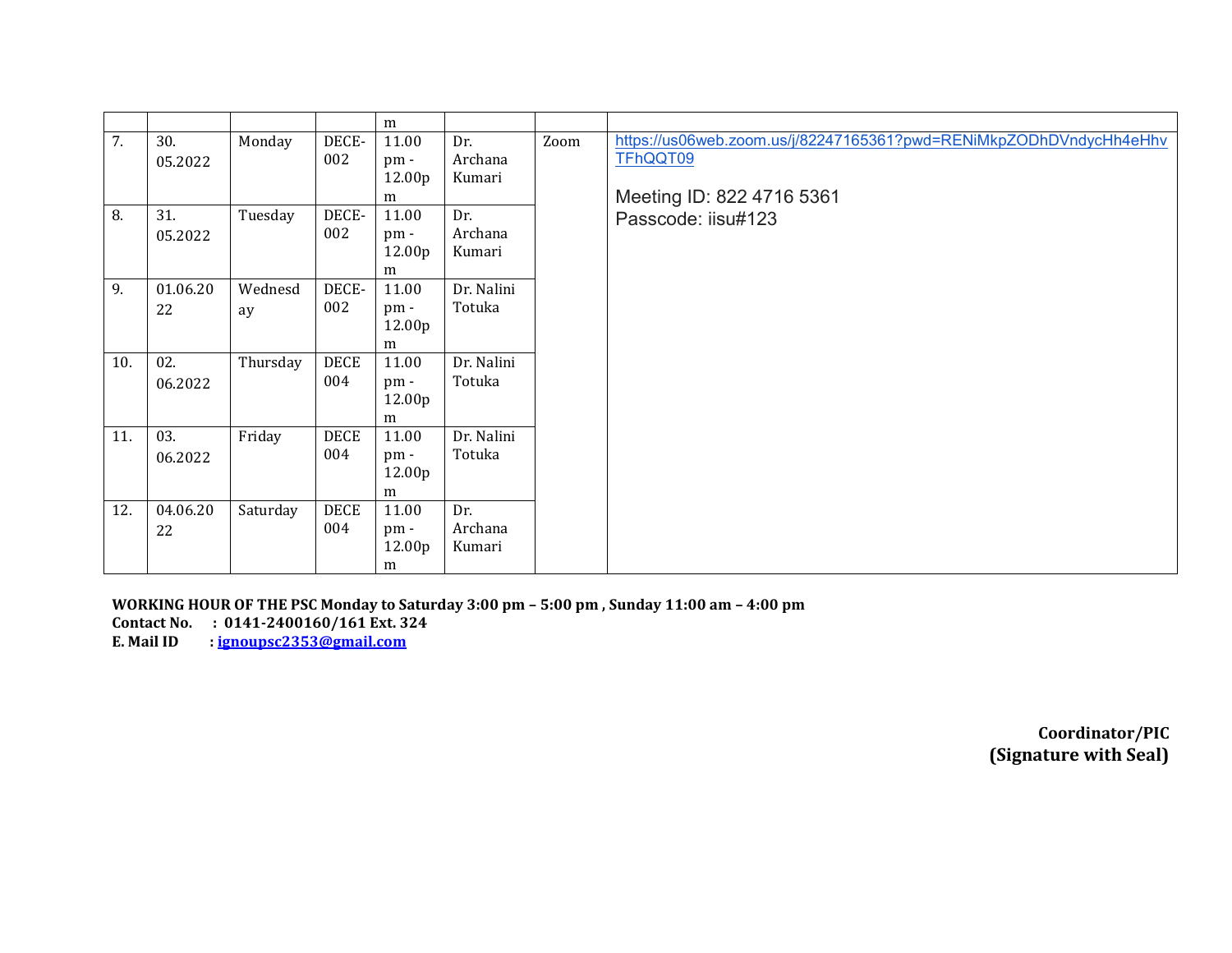| | | | | | | | |
|---|---|---|---|---|---|---|---|
| | | | | m | | | |
| 7. | 30. 05.2022 | Monday | DECE-002 | 11.00 pm - 12.00pm | Dr. Archana Kumari | Zoom | https://us06web.zoom.us/j/82247165361?pwd=RENiMkpZODhDVndycHh4eHhvTFhQQT09<br><br>Meeting ID: 822 4716 5361<br>Passcode: iisu#123 |
| 8. | 31. 05.2022 | Tuesday | DECE-002 | 11.00 pm - 12.00pm | Dr. Archana Kumari | | |
| 9. | 01.06.2022 | Wednesday | DECE-002 | 11.00 pm - 12.00pm | Dr. Nalini Totuka | | |
| 10. | 02. 06.2022 | Thursday | DECE 004 | 11.00 pm - 12.00pm | Dr. Nalini Totuka | | |
| 11. | 03. 06.2022 | Friday | DECE 004 | 11.00 pm - 12.00pm | Dr. Nalini Totuka | | |
| 12. | 04.06.2022 | Saturday | DECE 004 | 11.00 pm - 12.00pm | Dr. Archana Kumari | | |

**WORKING HOUR OF THE PSC Monday to Saturday 3:00 pm – 5:00 pm , Sunday 11:00 am – 4:00 pm**
**Contact No. : 0141-2400160/161 Ext. 324**
**E. Mail ID : ignoupsc2353@gmail.com**

**Coordinator/PIC**
**(Signature with Seal)**